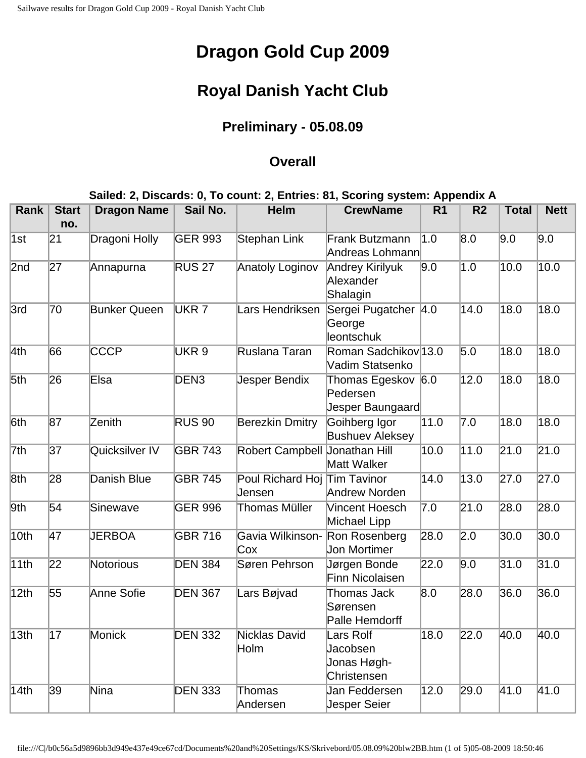# Dragon Gold Cup 2009

## Royal Danish Yacht Club

### Preliminary - 05.08.09

## Overall

**Sailed: 2, Discards: 0, To count: 2, Entries: 81, Scoring system: Appendix A**

| Rank | Start no. | Dragon Name | Sail No. | Helm | CrewName | R1 | R2 | Total | Nett |
|---|---|---|---|---|---|---|---|---|---|
| 1st | 21 | Dragoni Holly | GER 993 | Stephan Link | Frank Butzmann Andreas Lohmann | 1.0 | 8.0 | 9.0 | 9.0 |
| 2nd | 27 | Annapurna | RUS 27 | Anatoly Loginov | Andrey Kirilyuk Alexander Shalagin | 9.0 | 1.0 | 10.0 | 10.0 |
| 3rd | 70 | Bunker Queen | UKR 7 | Lars Hendriksen | Sergei Pugatcher George leontschuk | 4.0 | 14.0 | 18.0 | 18.0 |
| 4th | 66 | CCCP | UKR 9 | Ruslana Taran | Roman Sadchikov Vadim Statsenko | 13.0 | 5.0 | 18.0 | 18.0 |
| 5th | 26 | Elsa | DEN3 | Jesper Bendix | Thomas Egeskov Pedersen Jesper Baungaard | 6.0 | 12.0 | 18.0 | 18.0 |
| 6th | 87 | Zenith | RUS 90 | Berezkin Dmitry | Goihberg Igor Bushuev Aleksey | 11.0 | 7.0 | 18.0 | 18.0 |
| 7th | 37 | Quicksilver IV | GBR 743 | Robert Campbell | Jonathan Hill Matt Walker | 10.0 | 11.0 | 21.0 | 21.0 |
| 8th | 28 | Danish Blue | GBR 745 | Poul Richard Hoj Jensen | Tim Tavinor Andrew Norden | 14.0 | 13.0 | 27.0 | 27.0 |
| 9th | 54 | Sinewave | GER 996 | Thomas Müller | Vincent Hoesch Michael Lipp | 7.0 | 21.0 | 28.0 | 28.0 |
| 10th | 47 | JERBOA | GBR 716 | Gavia Wilkinson-Cox | Ron Rosenberg Jon Mortimer | 28.0 | 2.0 | 30.0 | 30.0 |
| 11th | 22 | Notorious | DEN 384 | Søren Pehrson | Jørgen Bonde Finn Nicolaisen | 22.0 | 9.0 | 31.0 | 31.0 |
| 12th | 55 | Anne Sofie | DEN 367 | Lars Bøjvad | Thomas Jack Sørensen Palle Hemdorff | 8.0 | 28.0 | 36.0 | 36.0 |
| 13th | 17 | Monick | DEN 332 | Nicklas David Holm | Lars Rolf Jacobsen Jonas Høgh-Christensen | 18.0 | 22.0 | 40.0 | 40.0 |
| 14th | 39 | Nina | DEN 333 | Thomas Andersen | Jan Feddersen Jesper Seier | 12.0 | 29.0 | 41.0 | 41.0 |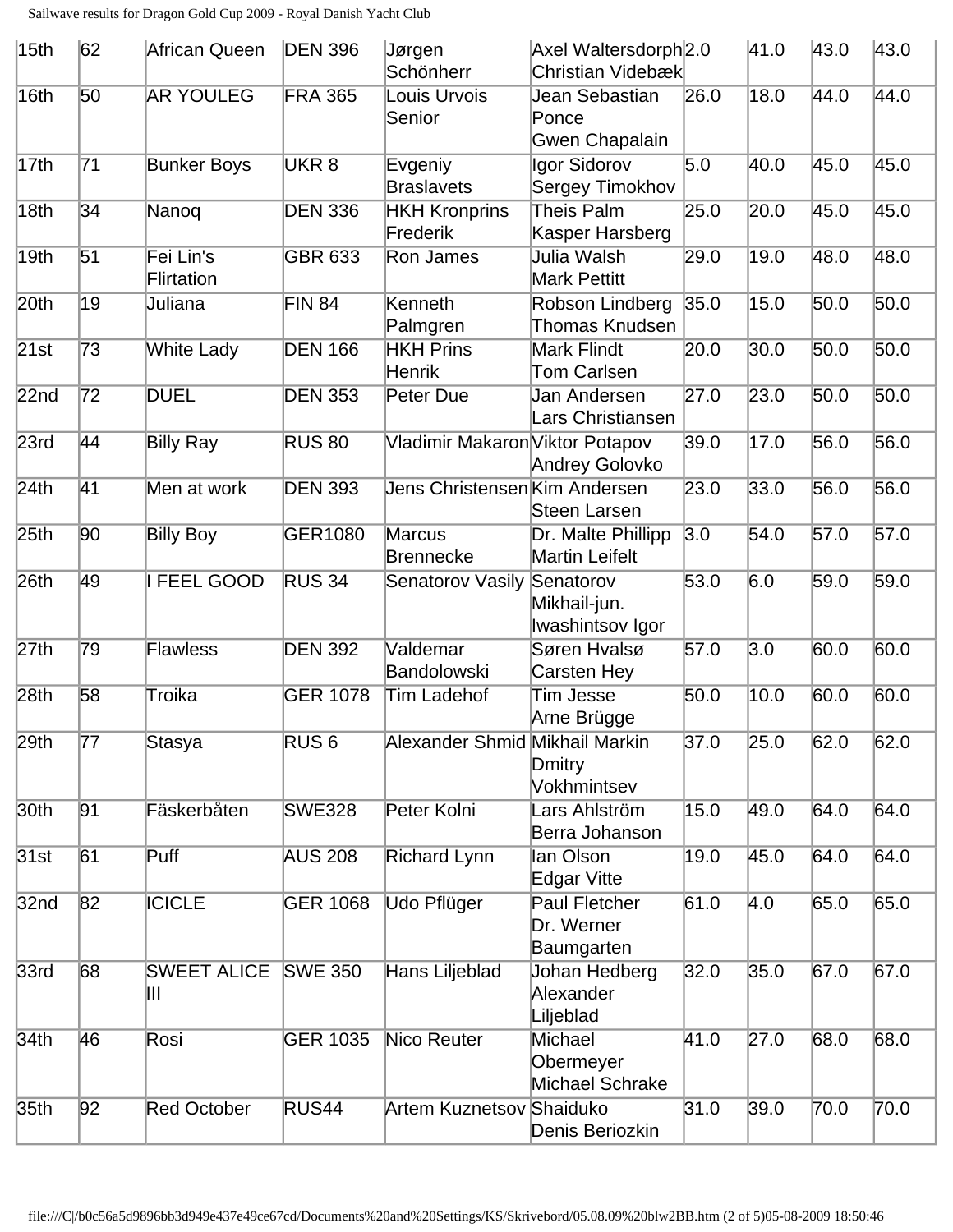| 15th | 62 | African Queen | DEN 396 | Jørgen Schönherr | Axel Waltersdorph Christian Videbæk | 2.0 | 41.0 | 43.0 | 43.0 |
|---|---|---|---|---|---|---|---|---|---|
| 16th | 50 | AR YOULEG | FRA 365 | Louis Urvois Senior | Jean Sebastian Ponce Gwen Chapalain | 26.0 | 18.0 | 44.0 | 44.0 |
| 17th | 71 | Bunker Boys | UKR 8 | Evgeniy Braslavets | Igor Sidorov Sergey Timokhov | 5.0 | 40.0 | 45.0 | 45.0 |
| 18th | 34 | Nanoq | DEN 336 | HKH Kronprins Frederik | Theis Palm Kasper Harsberg | 25.0 | 20.0 | 45.0 | 45.0 |
| 19th | 51 | Fei Lin's Flirtation | GBR 633 | Ron James | Julia Walsh Mark Pettitt | 29.0 | 19.0 | 48.0 | 48.0 |
| 20th | 19 | Juliana | FIN 84 | Kenneth Palmgren | Robson Lindberg Thomas Knudsen | 35.0 | 15.0 | 50.0 | 50.0 |
| 21st | 73 | White Lady | DEN 166 | HKH Prins Henrik | Mark Flindt Tom Carlsen | 20.0 | 30.0 | 50.0 | 50.0 |
| 22nd | 72 | DUEL | DEN 353 | Peter Due | Jan Andersen Lars Christiansen | 27.0 | 23.0 | 50.0 | 50.0 |
| 23rd | 44 | Billy Ray | RUS 80 | Vladimir Makaron | Viktor Potapov Andrey Golovko | 39.0 | 17.0 | 56.0 | 56.0 |
| 24th | 41 | Men at work | DEN 393 | Jens Christensen | Kim Andersen Steen Larsen | 23.0 | 33.0 | 56.0 | 56.0 |
| 25th | 90 | Billy Boy | GER1080 | Marcus Brennecke | Dr. Malte Phillipp Martin Leifelt | 3.0 | 54.0 | 57.0 | 57.0 |
| 26th | 49 | I FEEL GOOD | RUS 34 | Senatorov Vasily | Senatorov Mikhail-jun. Iwashintsov Igor | 53.0 | 6.0 | 59.0 | 59.0 |
| 27th | 79 | Flawless | DEN 392 | Valdemar Bandolowski | Søren Hvalsø Carsten Hey | 57.0 | 3.0 | 60.0 | 60.0 |
| 28th | 58 | Troika | GER 1078 | Tim Ladehof | Tim Jesse Arne Brügge | 50.0 | 10.0 | 60.0 | 60.0 |
| 29th | 77 | Stasya | RUS 6 | Alexander Shmid | Mikhail Markin Dmitry Vokhmintsev | 37.0 | 25.0 | 62.0 | 62.0 |
| 30th | 91 | Fäskerbåten | SWE328 | Peter Kolni | Lars Ahlström Berra Johanson | 15.0 | 49.0 | 64.0 | 64.0 |
| 31st | 61 | Puff | AUS 208 | Richard Lynn | Ian Olson Edgar Vitte | 19.0 | 45.0 | 64.0 | 64.0 |
| 32nd | 82 | ICICLE | GER 1068 | Udo Pflüger | Paul Fletcher Dr. Werner Baumgarten | 61.0 | 4.0 | 65.0 | 65.0 |
| 33rd | 68 | SWEET ALICE III | SWE 350 | Hans Liljeblad | Johan Hedberg Alexander Liljeblad | 32.0 | 35.0 | 67.0 | 67.0 |
| 34th | 46 | Rosi | GER 1035 | Nico Reuter | Michael Obermeyer Michael Schrake | 41.0 | 27.0 | 68.0 | 68.0 |
| 35th | 92 | Red October | RUS44 | Artem Kuznetsov | Shaiduko Denis Beriozkin | 31.0 | 39.0 | 70.0 | 70.0 |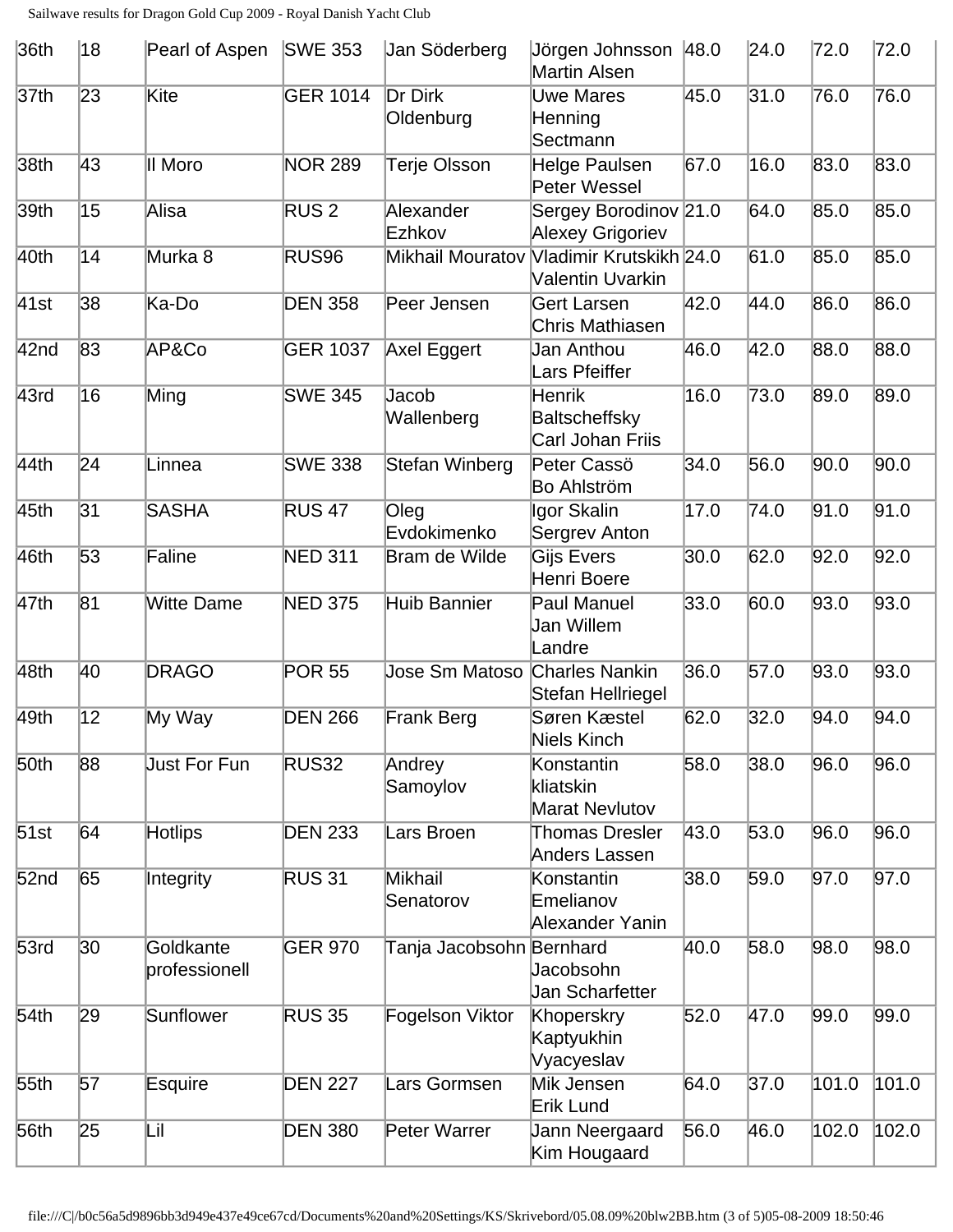| 36th | 18 | Pearl of Aspen | SWE 353 | Jan Söderberg | Jörgen Johnsson Martin Alsen | 48.0 | 24.0 | 72.0 | 72.0 |
|---|---|---|---|---|---|---|---|---|---|
| 37th | 23 | Kite | GER 1014 | Dr Dirk Oldenburg | Uwe Mares Henning Sectmann | 45.0 | 31.0 | 76.0 | 76.0 |
| 38th | 43 | Il Moro | NOR 289 | Terje Olsson | Helge Paulsen Peter Wessel | 67.0 | 16.0 | 83.0 | 83.0 |
| 39th | 15 | Alisa | RUS 2 | Alexander Ezhkov | Sergey Borodinov Alexey Grigoriev | 21.0 | 64.0 | 85.0 | 85.0 |
| 40th | 14 | Murka 8 | RUS96 | Mikhail Mouratov | Vladimir Krutskikh Valentin Uvarkin | 24.0 | 61.0 | 85.0 | 85.0 |
| 41st | 38 | Ka-Do | DEN 358 | Peer Jensen | Gert Larsen Chris Mathiasen | 42.0 | 44.0 | 86.0 | 86.0 |
| 42nd | 83 | AP&Co | GER 1037 | Axel Eggert | Jan Anthou Lars Pfeiffer | 46.0 | 42.0 | 88.0 | 88.0 |
| 43rd | 16 | Ming | SWE 345 | Jacob Wallenberg | Henrik Baltscheffsky Carl Johan Friis | 16.0 | 73.0 | 89.0 | 89.0 |
| 44th | 24 | Linnea | SWE 338 | Stefan Winberg | Peter Cassö Bo Ahlström | 34.0 | 56.0 | 90.0 | 90.0 |
| 45th | 31 | SASHA | RUS 47 | Oleg Evdokimenko | Igor Skalin Sergrev Anton | 17.0 | 74.0 | 91.0 | 91.0 |
| 46th | 53 | Faline | NED 311 | Bram de Wilde | Gijs Evers Henri Boere | 30.0 | 62.0 | 92.0 | 92.0 |
| 47th | 81 | Witte Dame | NED 375 | Huib Bannier | Paul Manuel Jan Willem Landre | 33.0 | 60.0 | 93.0 | 93.0 |
| 48th | 40 | DRAGO | POR 55 | Jose Sm Matoso | Charles Nankin Stefan Hellriegel | 36.0 | 57.0 | 93.0 | 93.0 |
| 49th | 12 | My Way | DEN 266 | Frank Berg | Søren Kæstel Niels Kinch | 62.0 | 32.0 | 94.0 | 94.0 |
| 50th | 88 | Just For Fun | RUS32 | Andrey Samoylov | Konstantin kliatskin Marat Nevlutov | 58.0 | 38.0 | 96.0 | 96.0 |
| 51st | 64 | Hotlips | DEN 233 | Lars Broen | Thomas Dresler Anders Lassen | 43.0 | 53.0 | 96.0 | 96.0 |
| 52nd | 65 | Integrity | RUS 31 | Mikhail Senatorov | Konstantin Emelianov Alexander Yanin | 38.0 | 59.0 | 97.0 | 97.0 |
| 53rd | 30 | Goldkante professionell | GER 970 | Tanja Jacobsohn | Bernhard Jacobsohn Jan Scharfetter | 40.0 | 58.0 | 98.0 | 98.0 |
| 54th | 29 | Sunflower | RUS 35 | Fogelson Viktor | Khoperskry Kaptyukhin Vyacyeslav | 52.0 | 47.0 | 99.0 | 99.0 |
| 55th | 57 | Esquire | DEN 227 | Lars Gormsen | Mik Jensen Erik Lund | 64.0 | 37.0 | 101.0 | 101.0 |
| 56th | 25 | Lil | DEN 380 | Peter Warrer | Jann Neergaard Kim Hougaard | 56.0 | 46.0 | 102.0 | 102.0 |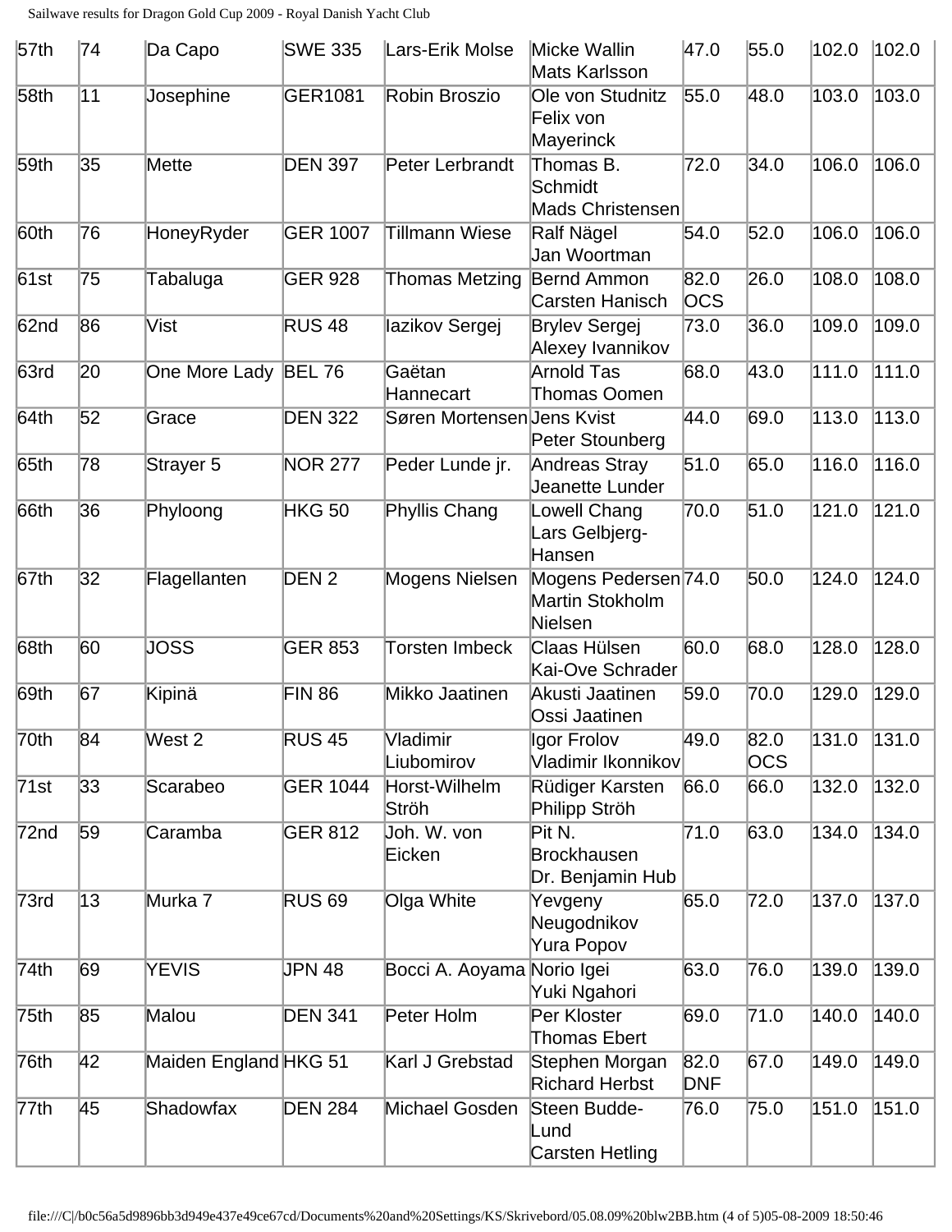| 57th | 74 | Da Capo | SWE 335 | Lars-Erik Molse | Micke Wallin<br>Mats Karlsson | 47.0 | 55.0 | 102.0 | 102.0 |
|---|---|---|---|---|---|---|---|---|---|
| 58th | 11 | Josephine | GER1081 | Robin Broszio | Ole von Studnitz<br>Felix von Mayerinck | 55.0 | 48.0 | 103.0 | 103.0 |
| 59th | 35 | Mette | DEN 397 | Peter Lerbrandt | Thomas B. Schmidt<br>Mads Christensen | 72.0 | 34.0 | 106.0 | 106.0 |
| 60th | 76 | HoneyRyder | GER 1007 | Tillmann Wiese | Ralf Nägel<br>Jan Woortman | 54.0 | 52.0 | 106.0 | 106.0 |
| 61st | 75 | Tabaluga | GER 928 | Thomas Metzing | Bernd Ammon<br>Carsten Hanisch | 82.0 OCS | 26.0 | 108.0 | 108.0 |
| 62nd | 86 | Vist | RUS 48 | Iazikov Sergej | Brylev Sergej<br>Alexey Ivannikov | 73.0 | 36.0 | 109.0 | 109.0 |
| 63rd | 20 | One More Lady | BEL 76 | Gaëtan Hannecart | Arnold Tas<br>Thomas Oomen | 68.0 | 43.0 | 111.0 | 111.0 |
| 64th | 52 | Grace | DEN 322 | Søren Mortensen | Jens Kvist<br>Peter Stounberg | 44.0 | 69.0 | 113.0 | 113.0 |
| 65th | 78 | Strayer 5 | NOR 277 | Peder Lunde jr. | Andreas Stray<br>Jeanette Lunder | 51.0 | 65.0 | 116.0 | 116.0 |
| 66th | 36 | Phyloong | HKG 50 | Phyllis Chang | Lowell Chang<br>Lars Gelbjerg-Hansen | 70.0 | 51.0 | 121.0 | 121.0 |
| 67th | 32 | Flagellanten | DEN 2 | Mogens Nielsen | Mogens Pedersen<br>Martin Stokholm Nielsen | 74.0 | 50.0 | 124.0 | 124.0 |
| 68th | 60 | JOSS | GER 853 | Torsten Imbeck | Claas Hülsen<br>Kai-Ove Schrader | 60.0 | 68.0 | 128.0 | 128.0 |
| 69th | 67 | Kipinä | FIN 86 | Mikko Jaatinen | Akusti Jaatinen<br>Ossi Jaatinen | 59.0 | 70.0 | 129.0 | 129.0 |
| 70th | 84 | West 2 | RUS 45 | Vladimir Liubomirov | Igor Frolov<br>Vladimir Ikonnikov | 49.0 | 82.0 OCS | 131.0 | 131.0 |
| 71st | 33 | Scarabeo | GER 1044 | Horst-Wilhelm Ströh | Rüdiger Karsten<br>Philipp Ströh | 66.0 | 66.0 | 132.0 | 132.0 |
| 72nd | 59 | Caramba | GER 812 | Joh. W. von Eicken | Pit N. Brockhausen<br>Dr. Benjamin Hub | 71.0 | 63.0 | 134.0 | 134.0 |
| 73rd | 13 | Murka 7 | RUS 69 | Olga White | Yevgeny Neugodnikov<br>Yura Popov | 65.0 | 72.0 | 137.0 | 137.0 |
| 74th | 69 | YEVIS | JPN 48 | Bocci A. Aoyama | Norio Igei<br>Yuki Ngahori | 63.0 | 76.0 | 139.0 | 139.0 |
| 75th | 85 | Malou | DEN 341 | Peter Holm | Per Kloster<br>Thomas Ebert | 69.0 | 71.0 | 140.0 | 140.0 |
| 76th | 42 | Maiden England | HKG 51 | Karl J Grebstad | Stephen Morgan<br>Richard Herbst | 82.0 DNF | 67.0 | 149.0 | 149.0 |
| 77th | 45 | Shadowfax | DEN 284 | Michael Gosden | Steen Budde-Lund<br>Carsten Hetling | 76.0 | 75.0 | 151.0 | 151.0 |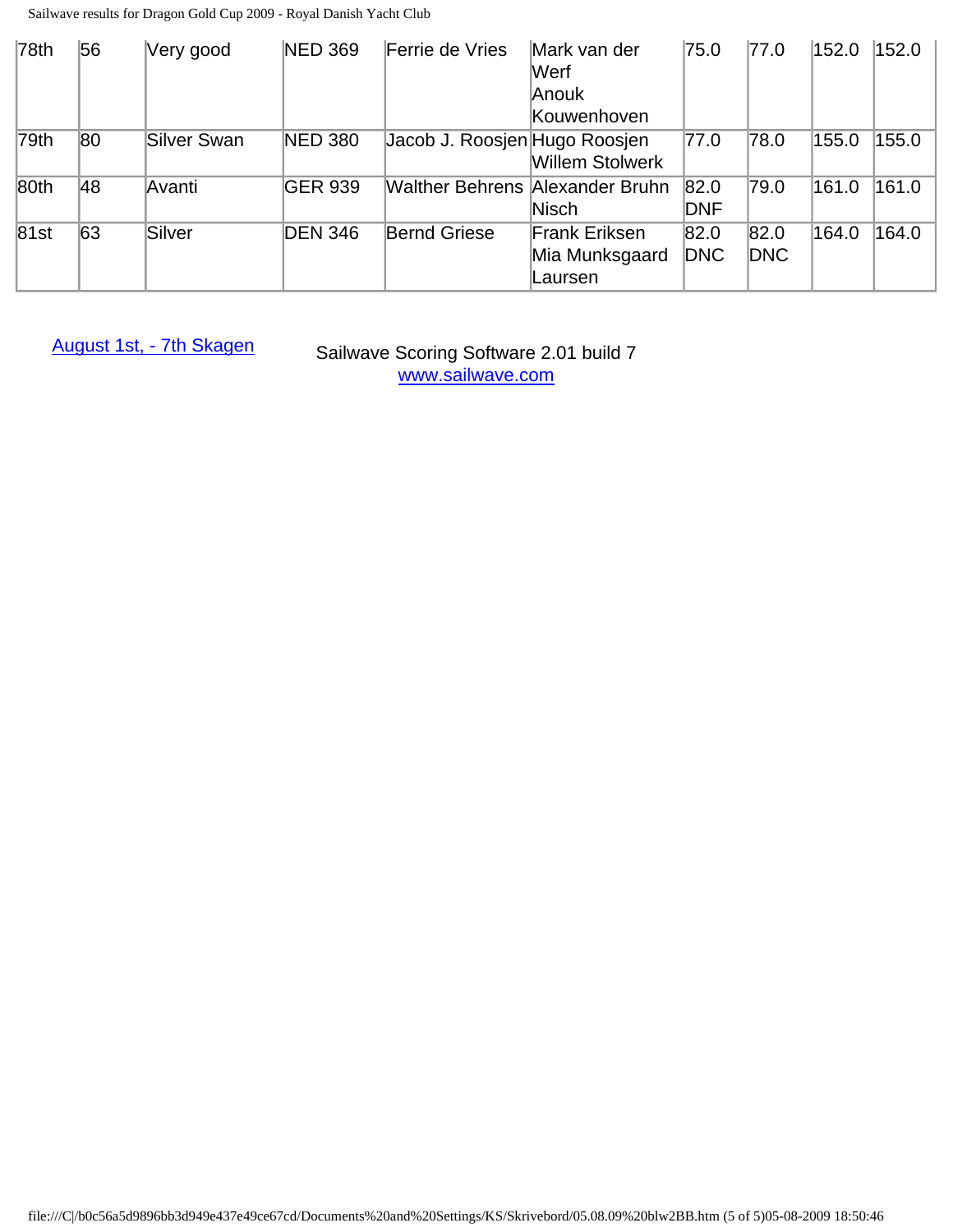| | | | | | | | | | |
|---|---|---|---|---|---|---|---|---|---|
| 78th | 56 | Very good | NED 369 | Ferrie de Vries | Mark van der Werf Anouk Kouwenhoven | 75.0 | 77.0 | 152.0 | 152.0 |
| 79th | 80 | Silver Swan | NED 380 | Jacob J. Roosjen | Hugo Roosjen Willem Stolwerk | 77.0 | 78.0 | 155.0 | 155.0 |
| 80th | 48 | Avanti | GER 939 | Walther Behrens | Alexander Bruhn Nisch | 82.0 DNF | 79.0 | 161.0 | 161.0 |
| 81st | 63 | Silver | DEN 346 | Bernd Griese | Frank Eriksen Mia Munksgaard Laursen | 82.0 DNC | 82.0 DNC | 164.0 | 164.0 |

August 1st, - 7th Skagen

Sailwave Scoring Software 2.01 build 7
www.sailwave.com